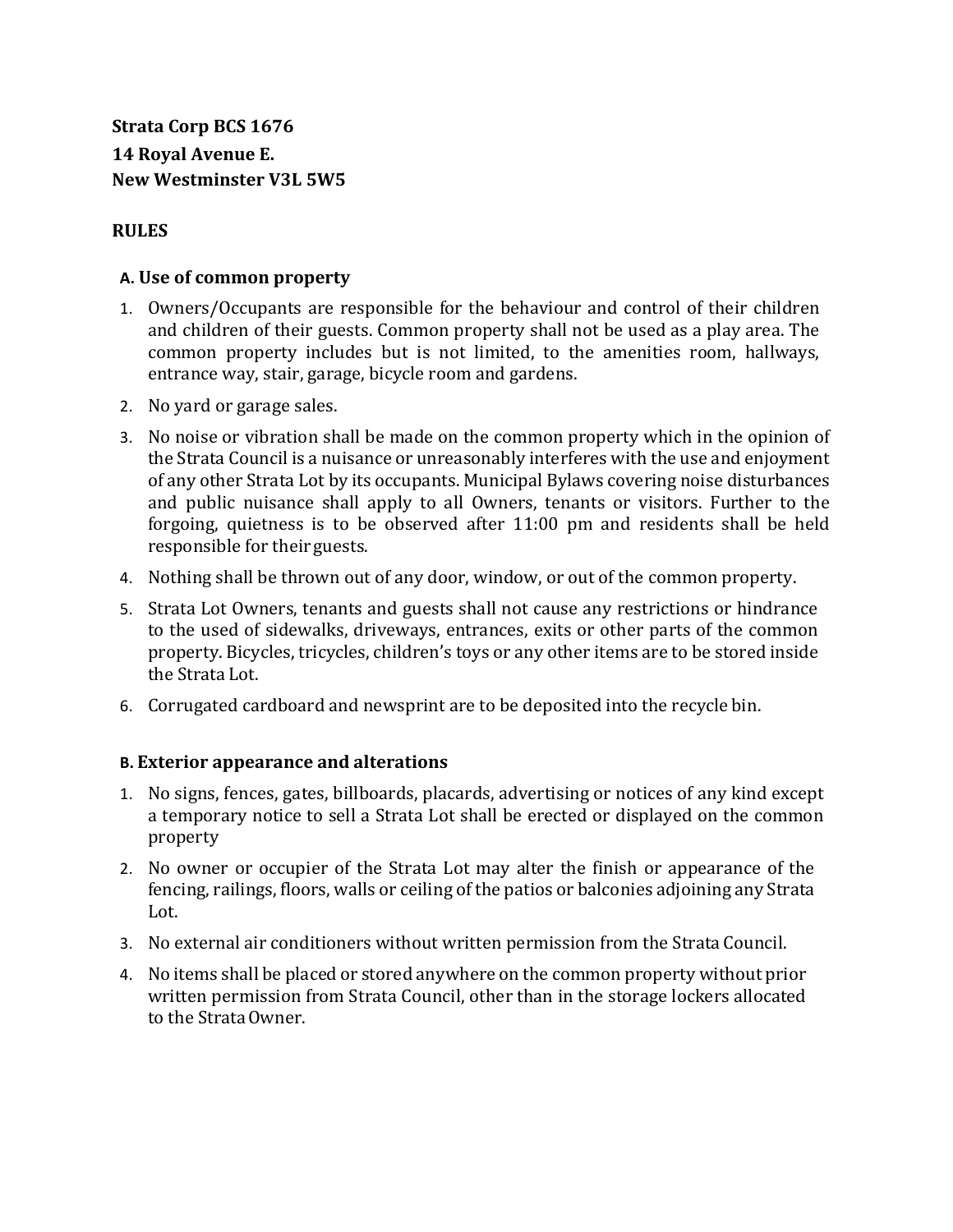**Strata Corp BCS 1676**
**14 Royal Avenue E.**
**New Westminster V3L 5W5**

## RULES

### A. Use of common property

1. Owners/Occupants are responsible for the behaviour and control of their children and children of their guests. Common property shall not be used as a play area. The common property includes but is not limited, to the amenities room, hallways, entrance way, stair, garage, bicycle room and gardens.
2. No yard or garage sales.
3. No noise or vibration shall be made on the common property which in the opinion of the Strata Council is a nuisance or unreasonably interferes with the use and enjoyment of any other Strata Lot by its occupants. Municipal Bylaws covering noise disturbances and public nuisance shall apply to all Owners, tenants or visitors. Further to the forgoing, quietness is to be observed after 11:00 pm and residents shall be held responsible for their guests.
4. Nothing shall be thrown out of any door, window, or out of the common property.
5. Strata Lot Owners, tenants and guests shall not cause any restrictions or hindrance to the used of sidewalks, driveways, entrances, exits or other parts of the common property. Bicycles, tricycles, children's toys or any other items are to be stored inside the Strata Lot.
6. Corrugated cardboard and newsprint are to be deposited into the recycle bin.

### B. Exterior appearance and alterations

1. No signs, fences, gates, billboards, placards, advertising or notices of any kind except a temporary notice to sell a Strata Lot shall be erected or displayed on the common property
2. No owner or occupier of the Strata Lot may alter the finish or appearance of the fencing, railings, floors, walls or ceiling of the patios or balconies adjoining any Strata Lot.
3. No external air conditioners without written permission from the Strata Council.
4. No items shall be placed or stored anywhere on the common property without prior written permission from Strata Council, other than in the storage lockers allocated to the Strata Owner.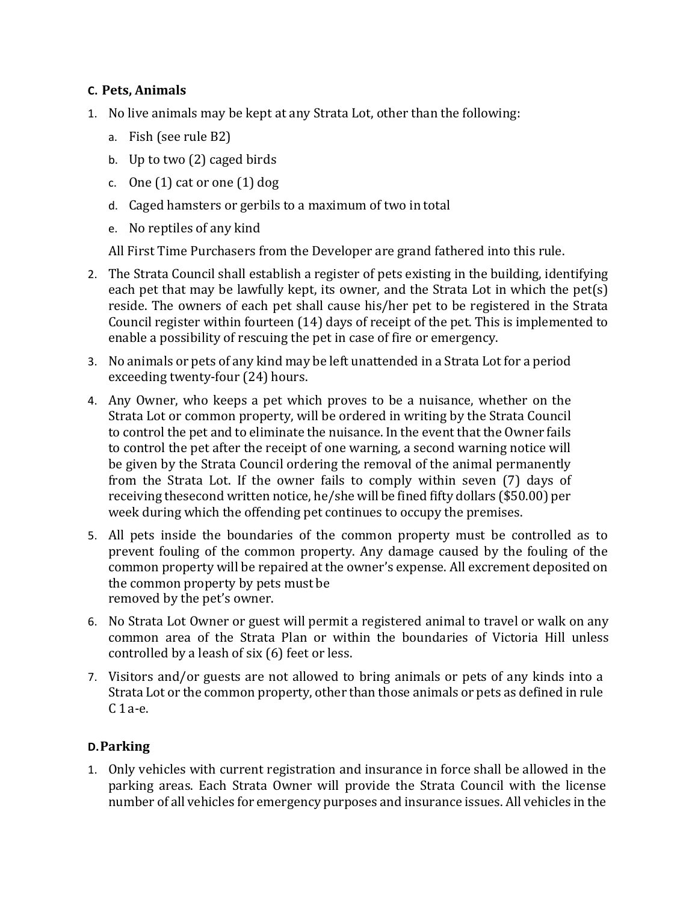## C. Pets, Animals

1. No live animals may be kept at any Strata Lot, other than the following:
   a. Fish (see rule B2)
   b. Up to two (2) caged birds
   c. One (1) cat or one (1) dog
   d. Caged hamsters or gerbils to a maximum of two in total
   e. No reptiles of any kind

   All First Time Purchasers from the Developer are grand fathered into this rule.

2. The Strata Council shall establish a register of pets existing in the building, identifying each pet that may be lawfully kept, its owner, and the Strata Lot in which the pet(s) reside. The owners of each pet shall cause his/her pet to be registered in the Strata Council register within fourteen (14) days of receipt of the pet. This is implemented to enable a possibility of rescuing the pet in case of fire or emergency.

3. No animals or pets of any kind may be left unattended in a Strata Lot for a period exceeding twenty-four (24) hours.

4. Any Owner, who keeps a pet which proves to be a nuisance, whether on the Strata Lot or common property, will be ordered in writing by the Strata Council to control the pet and to eliminate the nuisance. In the event that the Owner fails to control the pet after the receipt of one warning, a second warning notice will be given by the Strata Council ordering the removal of the animal permanently from the Strata Lot. If the owner fails to comply within seven (7) days of receiving thesecond written notice, he/she will be fined fifty dollars ($50.00) per week during which the offending pet continues to occupy the premises.

5. All pets inside the boundaries of the common property must be controlled as to prevent fouling of the common property. Any damage caused by the fouling of the common property will be repaired at the owner's expense. All excrement deposited on the common property by pets must be removed by the pet's owner.

6. No Strata Lot Owner or guest will permit a registered animal to travel or walk on any common area of the Strata Plan or within the boundaries of Victoria Hill unless controlled by a leash of six (6) feet or less.

7. Visitors and/or guests are not allowed to bring animals or pets of any kinds into a Strata Lot or the common property, other than those animals or pets as defined in rule C 1 a-e.

## D. Parking

1. Only vehicles with current registration and insurance in force shall be allowed in the parking areas. Each Strata Owner will provide the Strata Council with the license number of all vehicles for emergency purposes and insurance issues. All vehicles in the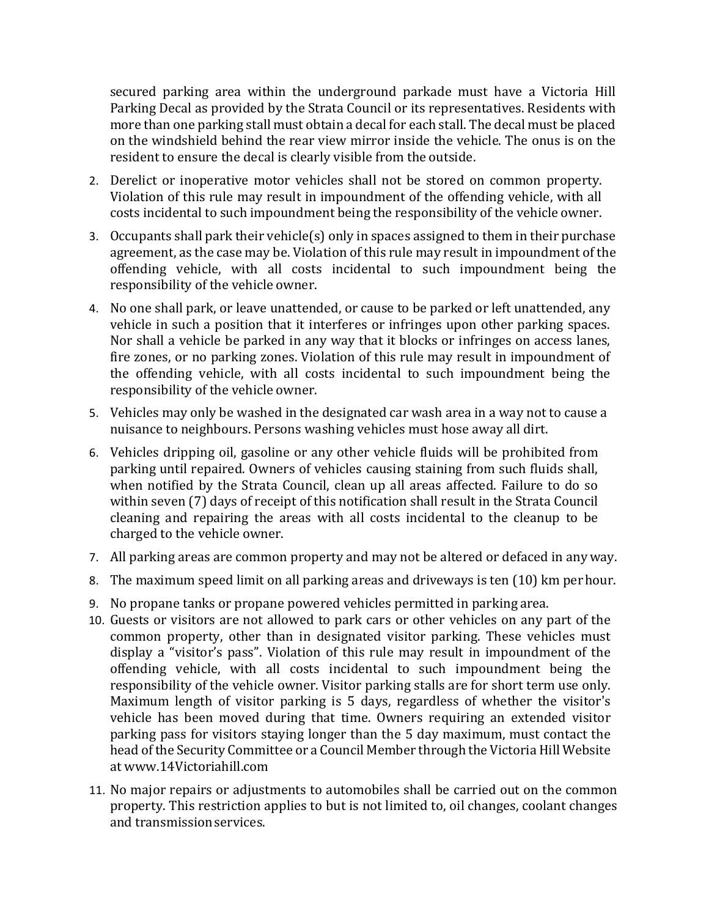secured parking area within the underground parkade must have a Victoria Hill Parking Decal as provided by the Strata Council or its representatives. Residents with more than one parking stall must obtain a decal for each stall. The decal must be placed on the windshield behind the rear view mirror inside the vehicle. The onus is on the resident to ensure the decal is clearly visible from the outside.

2. Derelict or inoperative motor vehicles shall not be stored on common property. Violation of this rule may result in impoundment of the offending vehicle, with all costs incidental to such impoundment being the responsibility of the vehicle owner.
3. Occupants shall park their vehicle(s) only in spaces assigned to them in their purchase agreement, as the case may be. Violation of this rule may result in impoundment of the offending vehicle, with all costs incidental to such impoundment being the responsibility of the vehicle owner.
4. No one shall park, or leave unattended, or cause to be parked or left unattended, any vehicle in such a position that it interferes or infringes upon other parking spaces. Nor shall a vehicle be parked in any way that it blocks or infringes on access lanes, fire zones, or no parking zones. Violation of this rule may result in impoundment of the offending vehicle, with all costs incidental to such impoundment being the responsibility of the vehicle owner.
5. Vehicles may only be washed in the designated car wash area in a way not to cause a nuisance to neighbours. Persons washing vehicles must hose away all dirt.
6. Vehicles dripping oil, gasoline or any other vehicle fluids will be prohibited from parking until repaired. Owners of vehicles causing staining from such fluids shall, when notified by the Strata Council, clean up all areas affected. Failure to do so within seven (7) days of receipt of this notification shall result in the Strata Council cleaning and repairing the areas with all costs incidental to the cleanup to be charged to the vehicle owner.
7. All parking areas are common property and may not be altered or defaced in any way.
8. The maximum speed limit on all parking areas and driveways is ten (10) km per hour.
9. No propane tanks or propane powered vehicles permitted in parking area.
10. Guests or visitors are not allowed to park cars or other vehicles on any part of the common property, other than in designated visitor parking. These vehicles must display a "visitor's pass". Violation of this rule may result in impoundment of the offending vehicle, with all costs incidental to such impoundment being the responsibility of the vehicle owner. Visitor parking stalls are for short term use only. Maximum length of visitor parking is 5 days, regardless of whether the visitor's vehicle has been moved during that time. Owners requiring an extended visitor parking pass for visitors staying longer than the 5 day maximum, must contact the head of the Security Committee or a Council Member through the Victoria Hill Website at www.14Victoriahill.com
11. No major repairs or adjustments to automobiles shall be carried out on the common property. This restriction applies to but is not limited to, oil changes, coolant changes and transmission services.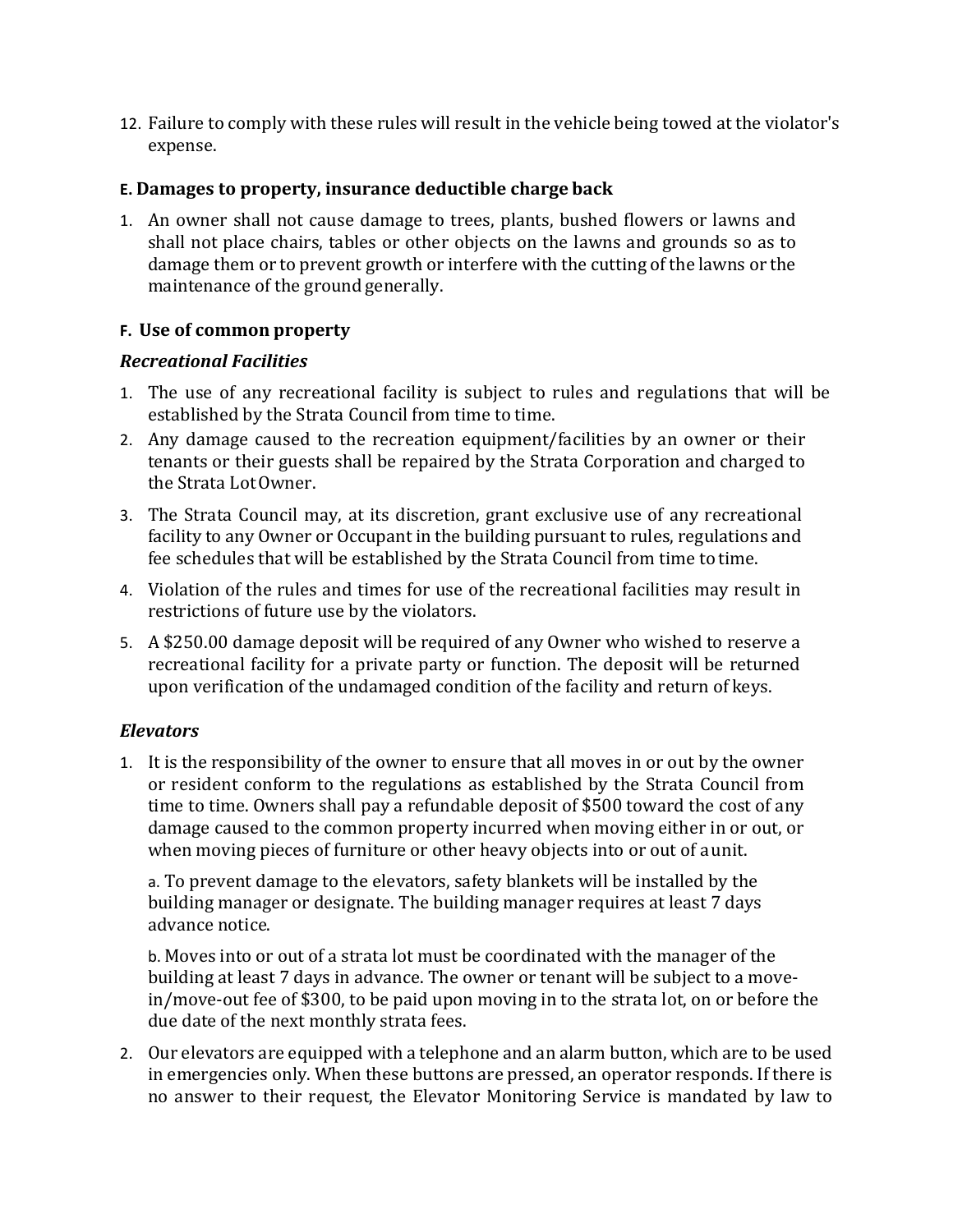12. Failure to comply with these rules will result in the vehicle being towed at the violator's expense.

### E. Damages to property, insurance deductible charge back

1. An owner shall not cause damage to trees, plants, bushed flowers or lawns and shall not place chairs, tables or other objects on the lawns and grounds so as to damage them or to prevent growth or interfere with the cutting of the lawns or the maintenance of the ground generally.

### F. Use of common property

#### *Recreational Facilities*

1. The use of any recreational facility is subject to rules and regulations that will be established by the Strata Council from time to time.
2. Any damage caused to the recreation equipment/facilities by an owner or their tenants or their guests shall be repaired by the Strata Corporation and charged to the Strata Lot Owner.
3. The Strata Council may, at its discretion, grant exclusive use of any recreational facility to any Owner or Occupant in the building pursuant to rules, regulations and fee schedules that will be established by the Strata Council from time to time.
4. Violation of the rules and times for use of the recreational facilities may result in restrictions of future use by the violators.
5. A $250.00 damage deposit will be required of any Owner who wished to reserve a recreational facility for a private party or function. The deposit will be returned upon verification of the undamaged condition of the facility and return of keys.

#### *Elevators*

1. It is the responsibility of the owner to ensure that all moves in or out by the owner or resident conform to the regulations as established by the Strata Council from time to time. Owners shall pay a refundable deposit of $500 toward the cost of any damage caused to the common property incurred when moving either in or out, or when moving pieces of furniture or other heavy objects into or out of a unit.

   a. To prevent damage to the elevators, safety blankets will be installed by the building manager or designate. The building manager requires at least 7 days advance notice.

   b. Moves into or out of a strata lot must be coordinated with the manager of the building at least 7 days in advance. The owner or tenant will be subject to a move-in/move-out fee of $300, to be paid upon moving in to the strata lot, on or before the due date of the next monthly strata fees.

2. Our elevators are equipped with a telephone and an alarm button, which are to be used in emergencies only. When these buttons are pressed, an operator responds. If there is no answer to their request, the Elevator Monitoring Service is mandated by law to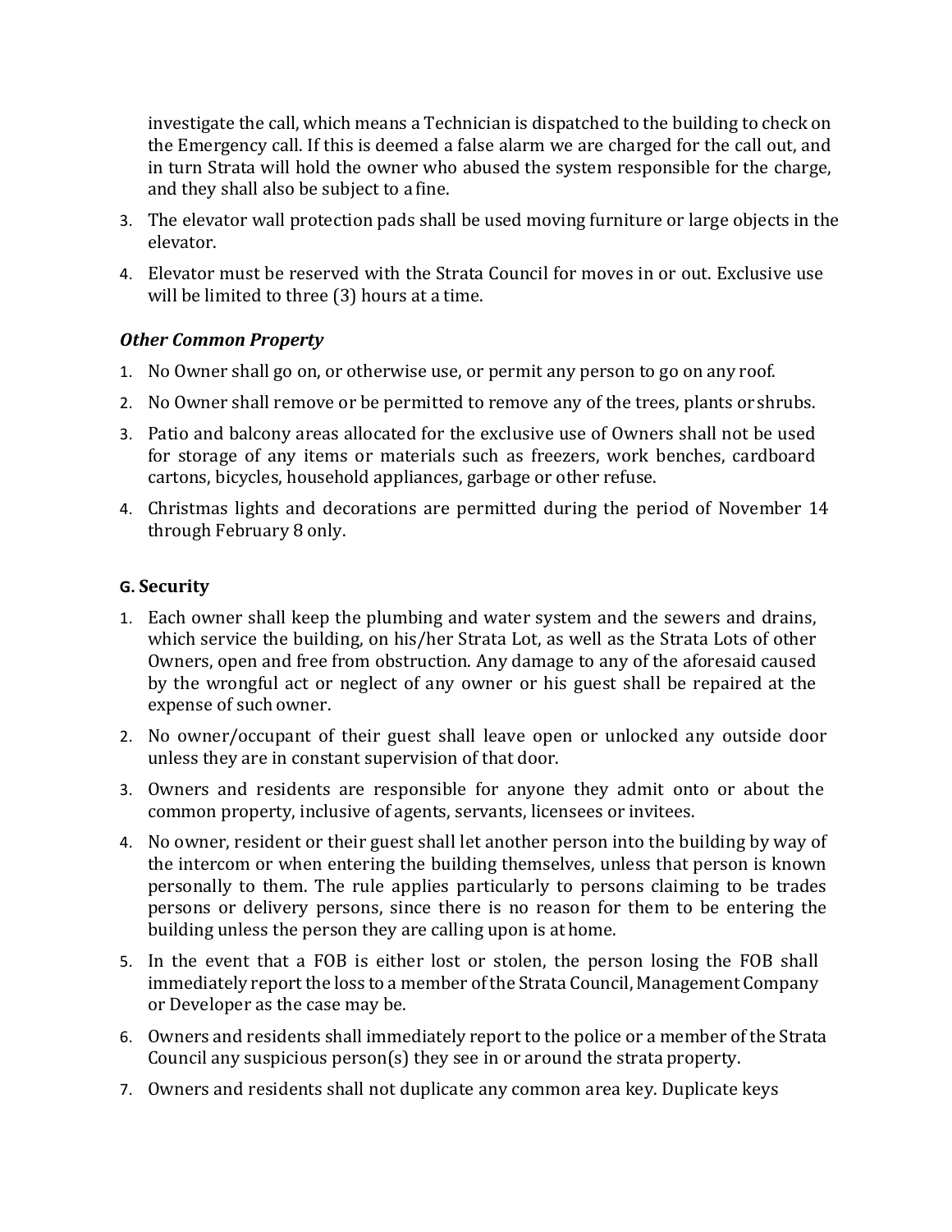investigate the call, which means a Technician is dispatched to the building to check on the Emergency call. If this is deemed a false alarm we are charged for the call out, and in turn Strata will hold the owner who abused the system responsible for the charge, and they shall also be subject to a fine.

3. The elevator wall protection pads shall be used moving furniture or large objects in the elevator.
4. Elevator must be reserved with the Strata Council for moves in or out. Exclusive use will be limited to three (3) hours at a time.

### *Other Common Property*

1. No Owner shall go on, or otherwise use, or permit any person to go on any roof.
2. No Owner shall remove or be permitted to remove any of the trees, plants or shrubs.
3. Patio and balcony areas allocated for the exclusive use of Owners shall not be used for storage of any items or materials such as freezers, work benches, cardboard cartons, bicycles, household appliances, garbage or other refuse.
4. Christmas lights and decorations are permitted during the period of November 14 through February 8 only.

## G. Security

1. Each owner shall keep the plumbing and water system and the sewers and drains, which service the building, on his/her Strata Lot, as well as the Strata Lots of other Owners, open and free from obstruction. Any damage to any of the aforesaid caused by the wrongful act or neglect of any owner or his guest shall be repaired at the expense of such owner.
2. No owner/occupant of their guest shall leave open or unlocked any outside door unless they are in constant supervision of that door.
3. Owners and residents are responsible for anyone they admit onto or about the common property, inclusive of agents, servants, licensees or invitees.
4. No owner, resident or their guest shall let another person into the building by way of the intercom or when entering the building themselves, unless that person is known personally to them. The rule applies particularly to persons claiming to be trades persons or delivery persons, since there is no reason for them to be entering the building unless the person they are calling upon is at home.
5. In the event that a FOB is either lost or stolen, the person losing the FOB shall immediately report the loss to a member of the Strata Council, Management Company or Developer as the case may be.
6. Owners and residents shall immediately report to the police or a member of the Strata Council any suspicious person(s) they see in or around the strata property.
7. Owners and residents shall not duplicate any common area key. Duplicate keys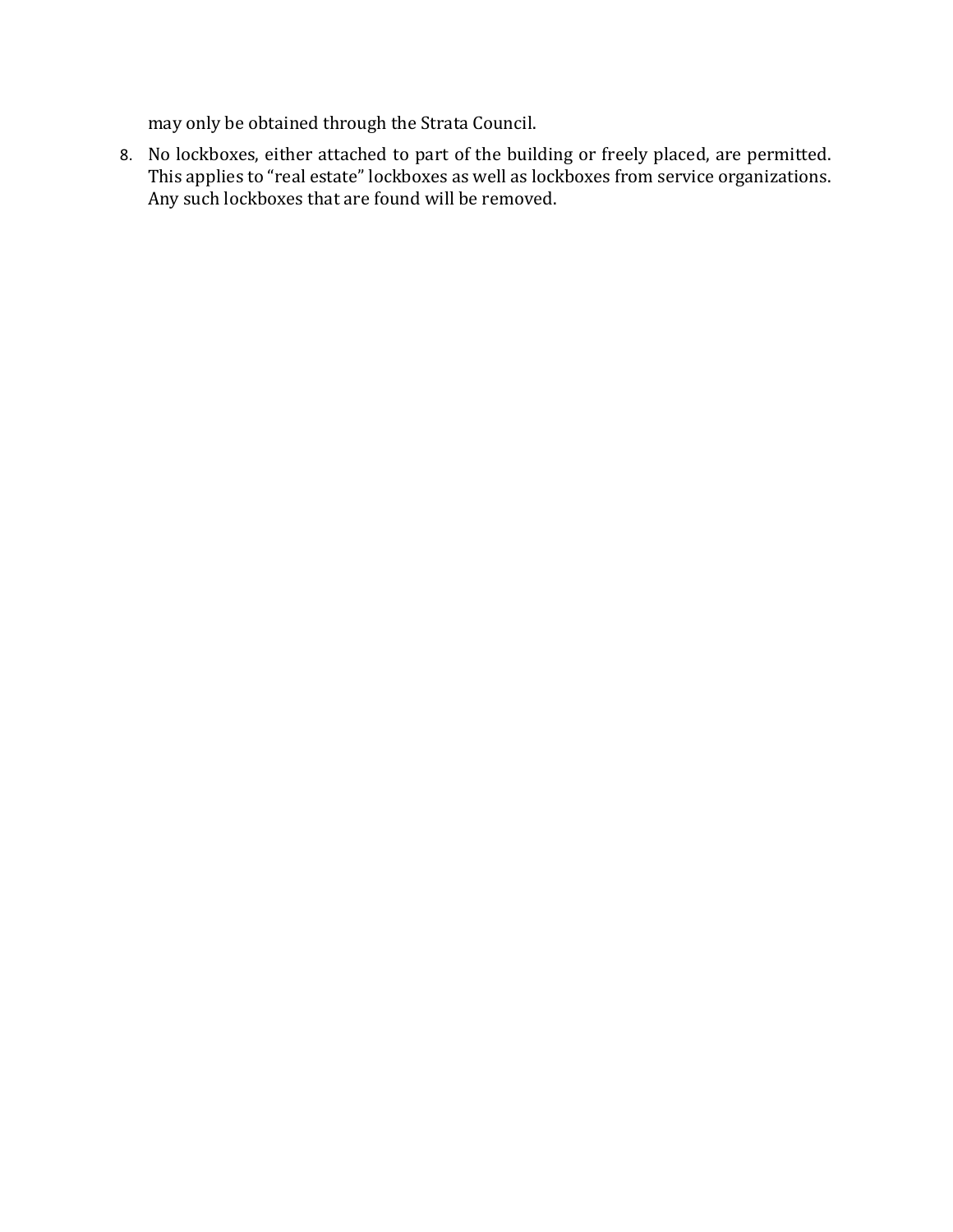may only be obtained through the Strata Council.

8. No lockboxes, either attached to part of the building or freely placed, are permitted. This applies to "real estate" lockboxes as well as lockboxes from service organizations. Any such lockboxes that are found will be removed.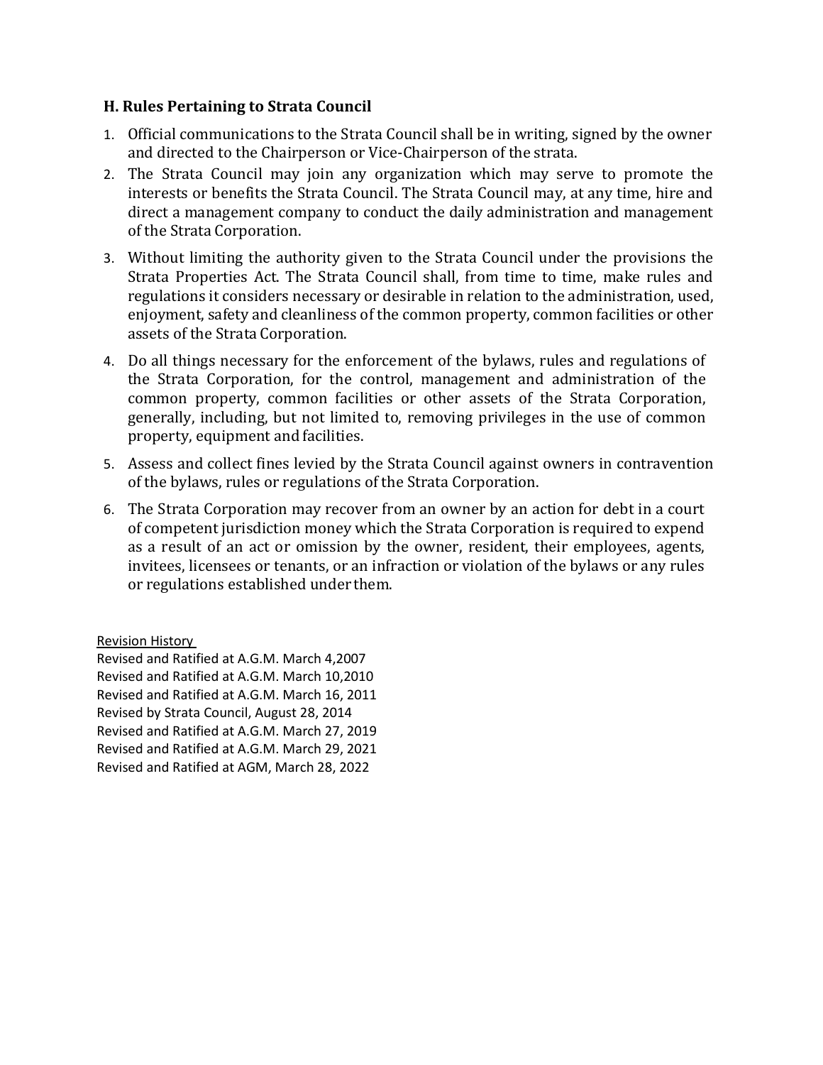## H. Rules Pertaining to Strata Council

1. Official communications to the Strata Council shall be in writing, signed by the owner and directed to the Chairperson or Vice-Chairperson of the strata.
2. The Strata Council may join any organization which may serve to promote the interests or benefits the Strata Council. The Strata Council may, at any time, hire and direct a management company to conduct the daily administration and management of the Strata Corporation.
3. Without limiting the authority given to the Strata Council under the provisions the Strata Properties Act. The Strata Council shall, from time to time, make rules and regulations it considers necessary or desirable in relation to the administration, used, enjoyment, safety and cleanliness of the common property, common facilities or other assets of the Strata Corporation.
4. Do all things necessary for the enforcement of the bylaws, rules and regulations of the Strata Corporation, for the control, management and administration of the common property, common facilities or other assets of the Strata Corporation, generally, including, but not limited to, removing privileges in the use of common property, equipment and facilities.
5. Assess and collect fines levied by the Strata Council against owners in contravention of the bylaws, rules or regulations of the Strata Corporation.
6. The Strata Corporation may recover from an owner by an action for debt in a court of competent jurisdiction money which the Strata Corporation is required to expend as a result of an act or omission by the owner, resident, their employees, agents, invitees, licensees or tenants, or an infraction or violation of the bylaws or any rules or regulations established under them.

<u>Revision History</u>

Revised and Ratified at A.G.M. March 4,2007
Revised and Ratified at A.G.M. March 10,2010
Revised and Ratified at A.G.M. March 16, 2011
Revised by Strata Council, August 28, 2014
Revised and Ratified at A.G.M. March 27, 2019
Revised and Ratified at A.G.M. March 29, 2021
Revised and Ratified at AGM, March 28, 2022